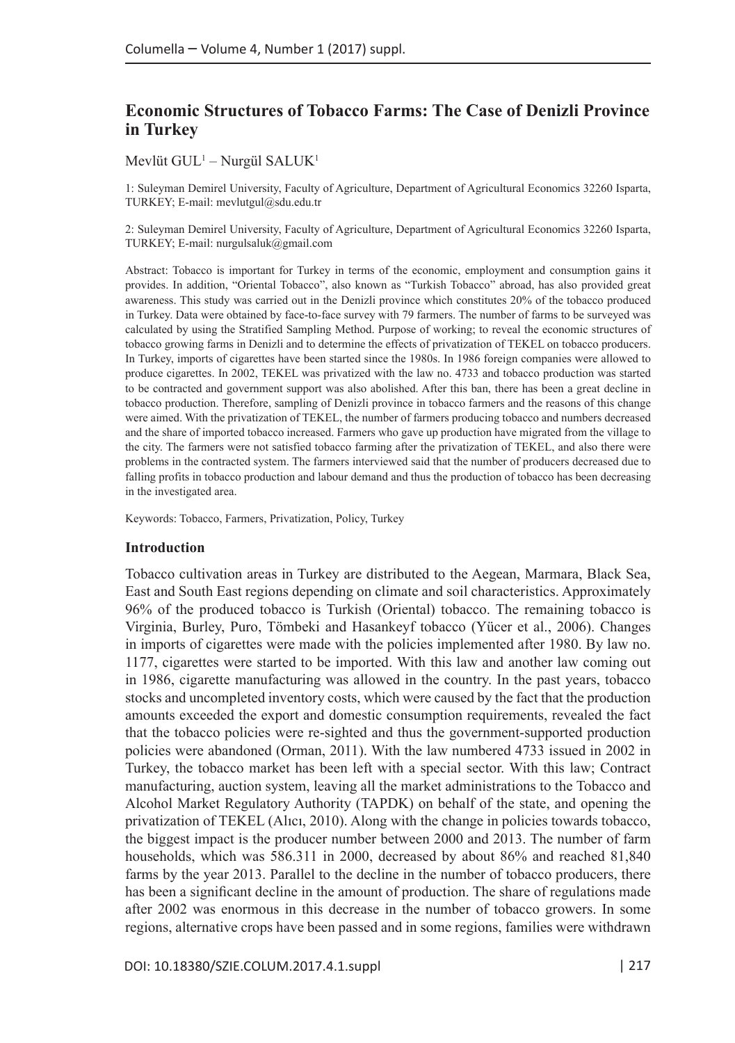# Economic Structures of Tobacco Farms: The Case of Denizli Province in Turkey

Mevlüt GUL[1] – Nurgül SALUK[1]

1: Suleyman Demirel University, Faculty of Agriculture, Department of Agricultural Economics 32260 Isparta, TURKEY; E-mail: mevlutgul@sdu.edu.tr

2: Suleyman Demirel University, Faculty of Agriculture, Department of Agricultural Economics 32260 Isparta, TURKEY; E-mail: nurgulsaluk@gmail.com

Abstract: Tobacco is important for Turkey in terms of the economic, employment and consumption gains it provides. In addition, "Oriental Tobacco", also known as "Turkish Tobacco" abroad, has also provided great awareness. This study was carried out in the Denizli province which constitutes 20% of the tobacco produced in Turkey. Data were obtained by face-to-face survey with 79 farmers. The number of farms to be surveyed was calculated by using the Stratified Sampling Method. Purpose of working; to reveal the economic structures of tobacco growing farms in Denizli and to determine the effects of privatization of TEKEL on tobacco producers. In Turkey, imports of cigarettes have been started since the 1980s. In 1986 foreign companies were allowed to produce cigarettes. In 2002, TEKEL was privatized with the law no. 4733 and tobacco production was started to be contracted and government support was also abolished. After this ban, there has been a great decline in tobacco production. Therefore, sampling of Denizli province in tobacco farmers and the reasons of this change were aimed. With the privatization of TEKEL, the number of farmers producing tobacco and numbers decreased and the share of imported tobacco increased. Farmers who gave up production have migrated from the village to the city. The farmers were not satisfied tobacco farming after the privatization of TEKEL, and also there were problems in the contracted system. The farmers interviewed said that the number of producers decreased due to falling profits in tobacco production and labour demand and thus the production of tobacco has been decreasing in the investigated area.

Keywords: Tobacco, Farmers, Privatization, Policy, Turkey

## Introduction

Tobacco cultivation areas in Turkey are distributed to the Aegean, Marmara, Black Sea, East and South East regions depending on climate and soil characteristics. Approximately 96% of the produced tobacco is Turkish (Oriental) tobacco. The remaining tobacco is Virginia, Burley, Puro, Tömbeki and Hasankeyf tobacco (Yücer et al., 2006). Changes in imports of cigarettes were made with the policies implemented after 1980. By law no. 1177, cigarettes were started to be imported. With this law and another law coming out in 1986, cigarette manufacturing was allowed in the country. In the past years, tobacco stocks and uncompleted inventory costs, which were caused by the fact that the production amounts exceeded the export and domestic consumption requirements, revealed the fact that the tobacco policies were re-sighted and thus the government-supported production policies were abandoned (Orman, 2011). With the law numbered 4733 issued in 2002 in Turkey, the tobacco market has been left with a special sector. With this law; Contract manufacturing, auction system, leaving all the market administrations to the Tobacco and Alcohol Market Regulatory Authority (TAPDK) on behalf of the state, and opening the privatization of TEKEL (Alıcı, 2010). Along with the change in policies towards tobacco, the biggest impact is the producer number between 2000 and 2013. The number of farm households, which was 586.311 in 2000, decreased by about 86% and reached 81,840 farms by the year 2013. Parallel to the decline in the number of tobacco producers, there has been a significant decline in the amount of production. The share of regulations made after 2002 was enormous in this decrease in the number of tobacco growers. In some regions, alternative crops have been passed and in some regions, families were withdrawn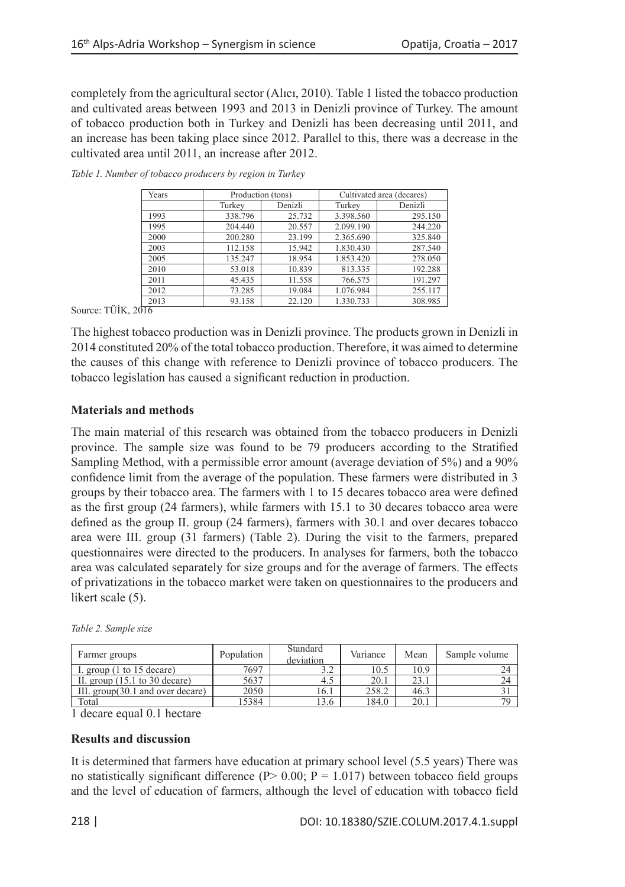completely from the agricultural sector (Alıcı, 2010). Table 1 listed the tobacco production and cultivated areas between 1993 and 2013 in Denizli province of Turkey. The amount of tobacco production both in Turkey and Denizli has been decreasing until 2011, and an increase has been taking place since 2012. Parallel to this, there was a decrease in the cultivated area until 2011, an increase after 2012.

*Table 1. Number of tobacco producers by region in Turkey*

| Years | Production (tons) | | Cultivated area (decares) | |
|---|---|---|---|---|
| | Turkey | Denizli | Turkey | Denizli |
| 1993 | 338.796 | 25.732 | 3.398.560 | 295.150 |
| 1995 | 204.440 | 20.557 | 2.099.190 | 244.220 |
| 2000 | 200.280 | 23.199 | 2.365.690 | 325.840 |
| 2003 | 112.158 | 15.942 | 1.830.430 | 287.540 |
| 2005 | 135.247 | 18.954 | 1.853.420 | 278.050 |
| 2010 | 53.018 | 10.839 | 813.335 | 192.288 |
| 2011 | 45.435 | 11.558 | 766.575 | 191.297 |
| 2012 | 73.285 | 19.084 | 1.076.984 | 255.117 |
| 2013 | 93.158 | 22.120 | 1.330.733 | 308.985 |

Source: TÜİK, 2016

The highest tobacco production was in Denizli province. The products grown in Denizli in 2014 constituted 20% of the total tobacco production. Therefore, it was aimed to determine the causes of this change with reference to Denizli province of tobacco producers. The tobacco legislation has caused a significant reduction in production.

## Materials and methods

The main material of this research was obtained from the tobacco producers in Denizli province. The sample size was found to be 79 producers according to the Stratified Sampling Method, with a permissible error amount (average deviation of 5%) and a 90% confidence limit from the average of the population. These farmers were distributed in 3 groups by their tobacco area. The farmers with 1 to 15 decares tobacco area were defined as the first group (24 farmers), while farmers with 15.1 to 30 decares tobacco area were defined as the group II. group (24 farmers), farmers with 30.1 and over decares tobacco area were III. group (31 farmers) (Table 2). During the visit to the farmers, prepared questionnaires were directed to the producers. In analyses for farmers, both the tobacco area was calculated separately for size groups and for the average of farmers. The effects of privatizations in the tobacco market were taken on questionnaires to the producers and likert scale (5).

*Table 2. Sample size*

| Farmer groups | Population | Standard deviation | Variance | Mean | Sample volume |
|---|---|---|---|---|---|
| I. group (1 to 15 decare) | 7697 | 3.2 | 10.5 | 10.9 | 24 |
| II. group (15.1 to 30 decare) | 5637 | 4.5 | 20.1 | 23.1 | 24 |
| III. group(30.1 and over decare) | 2050 | 16.1 | 258.2 | 46.3 | 31 |
| Total | 15384 | 13.6 | 184.0 | 20.1 | 79 |

1 decare equal 0.1 hectare

## Results and discussion

It is determined that farmers have education at primary school level (5.5 years) There was no statistically significant difference ($P > 0.00$; $P = 1.017$) between tobacco field groups and the level of education of farmers, although the level of education with tobacco field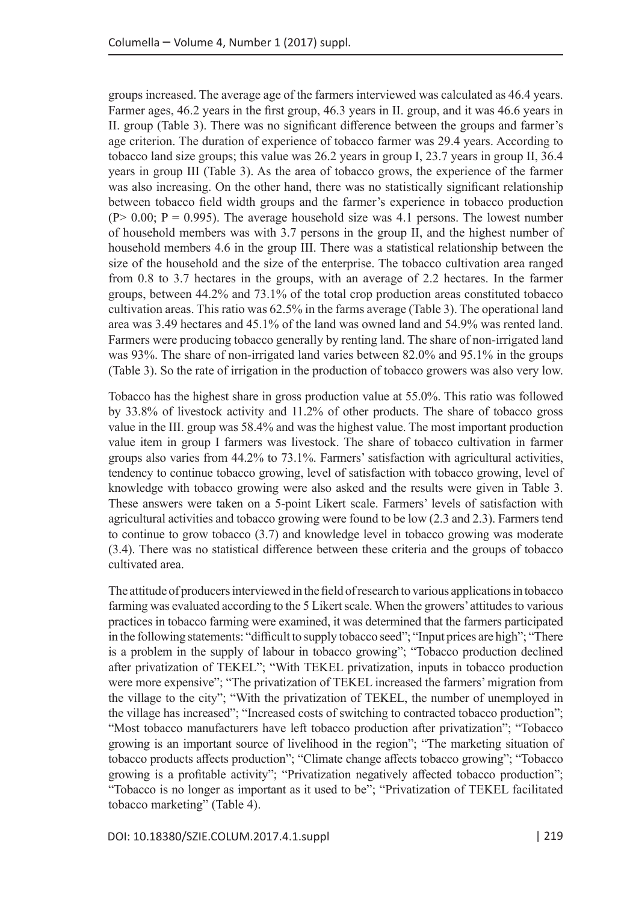groups increased. The average age of the farmers interviewed was calculated as 46.4 years. Farmer ages, 46.2 years in the first group, 46.3 years in II. group, and it was 46.6 years in II. group (Table 3). There was no significant difference between the groups and farmer's age criterion. The duration of experience of tobacco farmer was 29.4 years. According to tobacco land size groups; this value was 26.2 years in group I, 23.7 years in group II, 36.4 years in group III (Table 3). As the area of tobacco grows, the experience of the farmer was also increasing. On the other hand, there was no statistically significant relationship between tobacco field width groups and the farmer's experience in tobacco production ($P > 0.00$; $P = 0.995$). The average household size was 4.1 persons. The lowest number of household members was with 3.7 persons in the group II, and the highest number of household members 4.6 in the group III. There was a statistical relationship between the size of the household and the size of the enterprise. The tobacco cultivation area ranged from 0.8 to 3.7 hectares in the groups, with an average of 2.2 hectares. In the farmer groups, between 44.2% and 73.1% of the total crop production areas constituted tobacco cultivation areas. This ratio was 62.5% in the farms average (Table 3). The operational land area was 3.49 hectares and 45.1% of the land was owned land and 54.9% was rented land. Farmers were producing tobacco generally by renting land. The share of non-irrigated land was 93%. The share of non-irrigated land varies between 82.0% and 95.1% in the groups (Table 3). So the rate of irrigation in the production of tobacco growers was also very low.

Tobacco has the highest share in gross production value at 55.0%. This ratio was followed by 33.8% of livestock activity and 11.2% of other products. The share of tobacco gross value in the III. group was 58.4% and was the highest value. The most important production value item in group I farmers was livestock. The share of tobacco cultivation in farmer groups also varies from 44.2% to 73.1%. Farmers' satisfaction with agricultural activities, tendency to continue tobacco growing, level of satisfaction with tobacco growing, level of knowledge with tobacco growing were also asked and the results were given in Table 3. These answers were taken on a 5-point Likert scale. Farmers' levels of satisfaction with agricultural activities and tobacco growing were found to be low (2.3 and 2.3). Farmers tend to continue to grow tobacco (3.7) and knowledge level in tobacco growing was moderate (3.4). There was no statistical difference between these criteria and the groups of tobacco cultivated area.

The attitude of producers interviewed in the field of research to various applications in tobacco farming was evaluated according to the 5 Likert scale. When the growers' attitudes to various practices in tobacco farming were examined, it was determined that the farmers participated in the following statements: "difficult to supply tobacco seed"; "Input prices are high"; "There is a problem in the supply of labour in tobacco growing"; "Tobacco production declined after privatization of TEKEL"; "With TEKEL privatization, inputs in tobacco production were more expensive"; "The privatization of TEKEL increased the farmers' migration from the village to the city"; "With the privatization of TEKEL, the number of unemployed in the village has increased"; "Increased costs of switching to contracted tobacco production"; "Most tobacco manufacturers have left tobacco production after privatization"; "Tobacco growing is an important source of livelihood in the region"; "The marketing situation of tobacco products affects production"; "Climate change affects tobacco growing"; "Tobacco growing is a profitable activity"; "Privatization negatively affected tobacco production"; "Tobacco is no longer as important as it used to be"; "Privatization of TEKEL facilitated tobacco marketing" (Table 4).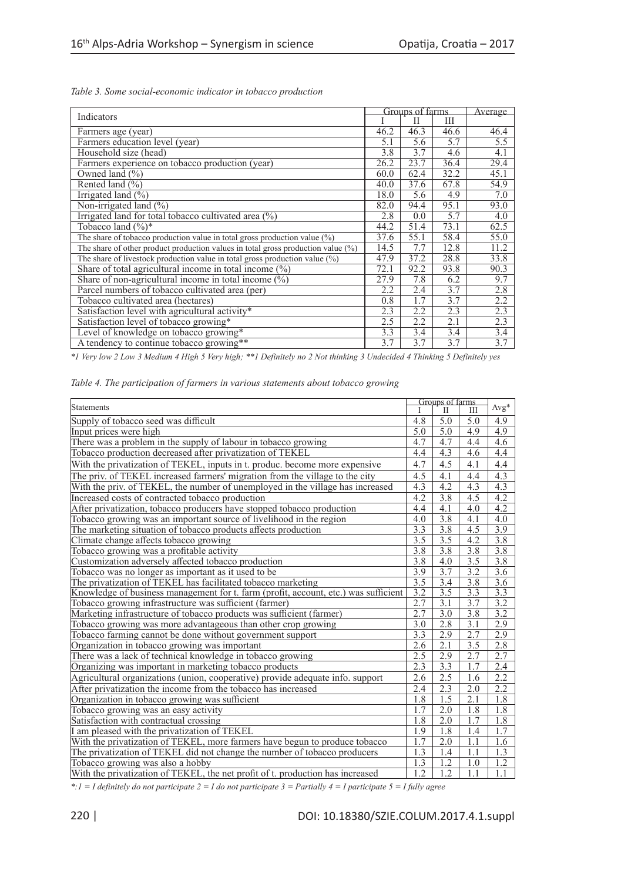*Table 3. Some social-economic indicator in tobacco production*

| Indicators | Groups of farms | | | Average |
|---|---|---|---|---|
| | I | II | III | |
| Farmers age (year) | 46.2 | 46.3 | 46.6 | 46.4 |
| Farmers education level (year) | 5.1 | 5.6 | 5.7 | 5.5 |
| Household size (head) | 3.8 | 3.7 | 4.6 | 4.1 |
| Farmers experience on tobacco production (year) | 26.2 | 23.7 | 36.4 | 29.4 |
| Owned land (%) | 60.0 | 62.4 | 32.2 | 45.1 |
| Rented land (%) | 40.0 | 37.6 | 67.8 | 54.9 |
| Irrigated land (%) | 18.0 | 5.6 | 4.9 | 7.0 |
| Non-irrigated land (%) | 82.0 | 94.4 | 95.1 | 93.0 |
| Irrigated land for total tobacco cultivated area (%) | 2.8 | 0.0 | 5.7 | 4.0 |
| Tobacco land (%)* | 44.2 | 51.4 | 73.1 | 62.5 |
| The share of tobacco production value in total gross production value (%) | 37.6 | 55.1 | 58.4 | 55.0 |
| The share of other product production values in total gross production value (%) | 14.5 | 7.7 | 12.8 | 11.2 |
| The share of livestock production value in total gross production value (%) | 47.9 | 37.2 | 28.8 | 33.8 |
| Share of total agricultural income in total income (%) | 72.1 | 92.2 | 93.8 | 90.3 |
| Share of non-agricultural income in total income (%) | 27.9 | 7.8 | 6.2 | 9.7 |
| Parcel numbers of tobacco cultivated area (per) | 2.2 | 2.4 | 3.7 | 2.8 |
| Tobacco cultivated area (hectares) | 0.8 | 1.7 | 3.7 | 2.2 |
| Satisfaction level with agricultural activity* | 2.3 | 2.2 | 2.3 | 2.3 |
| Satisfaction level of tobacco growing* | 2.5 | 2.2 | 2.1 | 2.3 |
| Level of knowledge on tobacco growing* | 3.3 | 3.4 | 3.4 | 3.4 |
| A tendency to continue tobacco growing** | 3.7 | 3.7 | 3.7 | 3.7 |

*\*1 Very low 2 Low 3 Medium 4 High 5 Very high; \*\*1 Definitely no 2 Not thinking 3 Undecided 4 Thinking 5 Definitely yes*

*Table 4. The participation of farmers in various statements about tobacco growing*

| Statements | Groups of farms | | | Avg* |
|---|---|---|---|---|
| | I | II | III | |
| Supply of tobacco seed was difficult | 4.8 | 5.0 | 5.0 | 4.9 |
| Input prices were high | 5.0 | 5.0 | 4.9 | 4.9 |
| There was a problem in the supply of labour in tobacco growing | 4.7 | 4.7 | 4.4 | 4.6 |
| Tobacco production decreased after privatization of TEKEL | 4.4 | 4.3 | 4.6 | 4.4 |
| With the privatization of TEKEL, inputs in t. produc. become more expensive | 4.7 | 4.5 | 4.1 | 4.4 |
| The priv. of TEKEL increased farmers' migration from the village to the city | 4.5 | 4.1 | 4.4 | 4.3 |
| With the priv. of TEKEL, the number of unemployed in the village has increased | 4.3 | 4.2 | 4.3 | 4.3 |
| Increased costs of contracted tobacco production | 4.2 | 3.8 | 4.5 | 4.2 |
| After privatization, tobacco producers have stopped tobacco production | 4.4 | 4.1 | 4.0 | 4.2 |
| Tobacco growing was an important source of livelihood in the region | 4.0 | 3.8 | 4.1 | 4.0 |
| The marketing situation of tobacco products affects production | 3.3 | 3.8 | 4.5 | 3.9 |
| Climate change affects tobacco growing | 3.5 | 3.5 | 4.2 | 3.8 |
| Tobacco growing was a profitable activity | 3.8 | 3.8 | 3.8 | 3.8 |
| Customization adversely affected tobacco production | 3.8 | 4.0 | 3.5 | 3.8 |
| Tobacco was no longer as important as it used to be | 3.9 | 3.7 | 3.2 | 3.6 |
| The privatization of TEKEL has facilitated tobacco marketing | 3.5 | 3.4 | 3.8 | 3.6 |
| Knowledge of business management for t. farm (profit, account, etc.) was sufficient | 3.2 | 3.5 | 3.3 | 3.3 |
| Tobacco growing infrastructure was sufficient (farmer) | 2.7 | 3.1 | 3.7 | 3.2 |
| Marketing infrastructure of tobacco products was sufficient (farmer) | 2.7 | 3.0 | 3.8 | 3.2 |
| Tobacco growing was more advantageous than other crop growing | 3.0 | 2.8 | 3.1 | 2.9 |
| Tobacco farming cannot be done without government support | 3.3 | 2.9 | 2.7 | 2.9 |
| Organization in tobacco growing was important | 2.6 | 2.1 | 3.5 | 2.8 |
| There was a lack of technical knowledge in tobacco growing | 2.5 | 2.9 | 2.7 | 2.7 |
| Organizing was important in marketing tobacco products | 2.3 | 3.3 | 1.7 | 2.4 |
| Agricultural organizations (union, cooperative) provide adequate info. support | 2.6 | 2.5 | 1.6 | 2.2 |
| After privatization the income from the tobacco has increased | 2.4 | 2.3 | 2.0 | 2.2 |
| Organization in tobacco growing was sufficient | 1.8 | 1.5 | 2.1 | 1.8 |
| Tobacco growing was an easy activity | 1.7 | 2.0 | 1.8 | 1.8 |
| Satisfaction with contractual crossing | 1.8 | 2.0 | 1.7 | 1.8 |
| I am pleased with the privatization of TEKEL | 1.9 | 1.8 | 1.4 | 1.7 |
| With the privatization of TEKEL, more farmers have begun to produce tobacco | 1.7 | 2.0 | 1.1 | 1.6 |
| The privatization of TEKEL did not change the number of tobacco producers | 1.3 | 1.4 | 1.1 | 1.3 |
| Tobacco growing was also a hobby | 1.3 | 1.2 | 1.0 | 1.2 |
| With the privatization of TEKEL, the net profit of t. production has increased | 1.2 | 1.2 | 1.1 | 1.1 |

*\*:1 = I definitely do not participate 2 = I do not participate 3 = Partially 4 = I participate 5 = I fully agree*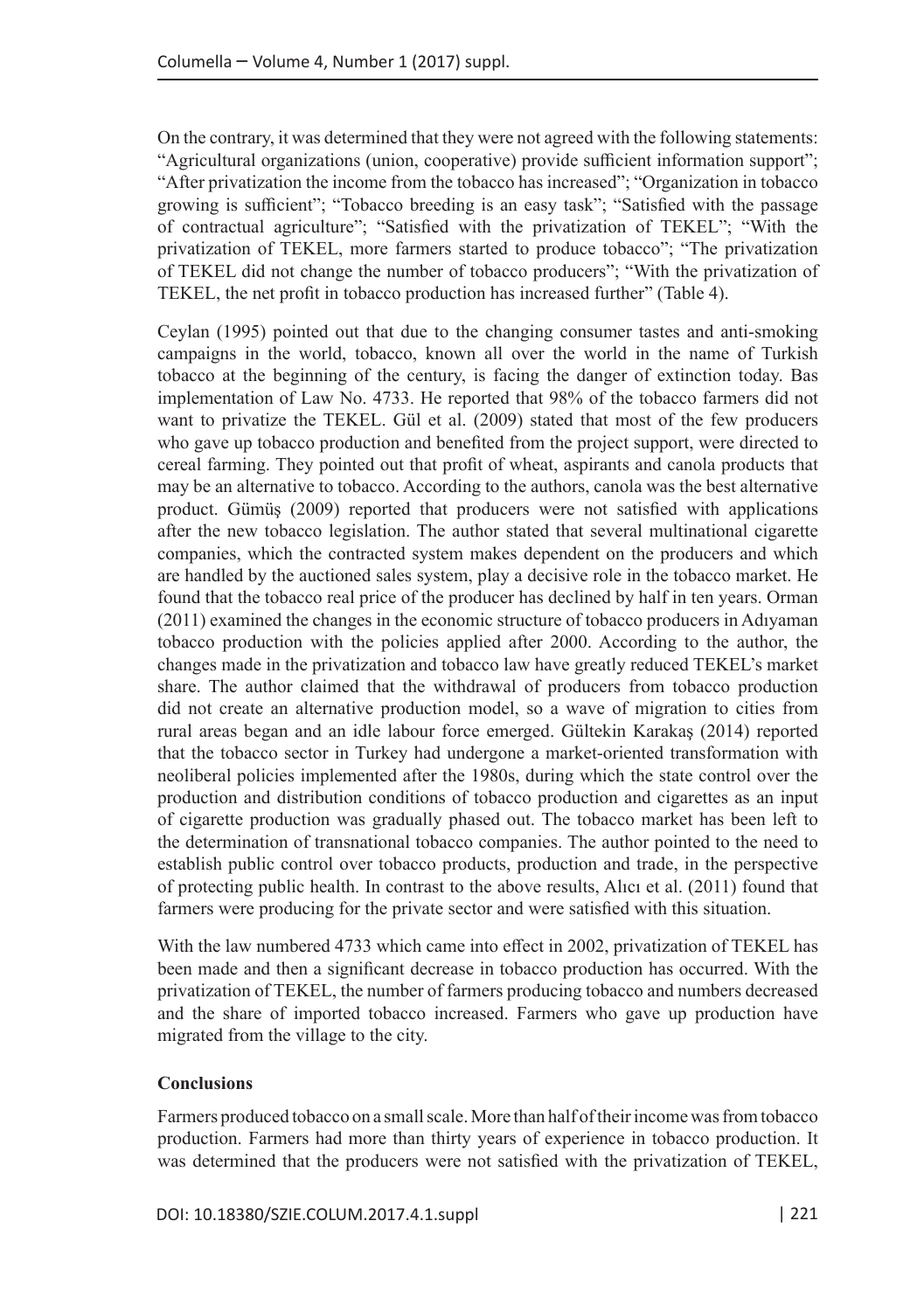On the contrary, it was determined that they were not agreed with the following statements: "Agricultural organizations (union, cooperative) provide sufficient information support"; "After privatization the income from the tobacco has increased"; "Organization in tobacco growing is sufficient"; "Tobacco breeding is an easy task"; "Satisfied with the passage of contractual agriculture"; "Satisfied with the privatization of TEKEL"; "With the privatization of TEKEL, more farmers started to produce tobacco"; "The privatization of TEKEL did not change the number of tobacco producers"; "With the privatization of TEKEL, the net profit in tobacco production has increased further" (Table 4).

Ceylan (1995) pointed out that due to the changing consumer tastes and anti-smoking campaigns in the world, tobacco, known all over the world in the name of Turkish tobacco at the beginning of the century, is facing the danger of extinction today. Bas implementation of Law No. 4733. He reported that 98% of the tobacco farmers did not want to privatize the TEKEL. Gül et al. (2009) stated that most of the few producers who gave up tobacco production and benefited from the project support, were directed to cereal farming. They pointed out that profit of wheat, aspirants and canola products that may be an alternative to tobacco. According to the authors, canola was the best alternative product. Gümüş (2009) reported that producers were not satisfied with applications after the new tobacco legislation. The author stated that several multinational cigarette companies, which the contracted system makes dependent on the producers and which are handled by the auctioned sales system, play a decisive role in the tobacco market. He found that the tobacco real price of the producer has declined by half in ten years. Orman (2011) examined the changes in the economic structure of tobacco producers in Adıyaman tobacco production with the policies applied after 2000. According to the author, the changes made in the privatization and tobacco law have greatly reduced TEKEL's market share. The author claimed that the withdrawal of producers from tobacco production did not create an alternative production model, so a wave of migration to cities from rural areas began and an idle labour force emerged. Gültekin Karakaş (2014) reported that the tobacco sector in Turkey had undergone a market-oriented transformation with neoliberal policies implemented after the 1980s, during which the state control over the production and distribution conditions of tobacco production and cigarettes as an input of cigarette production was gradually phased out. The tobacco market has been left to the determination of transnational tobacco companies. The author pointed to the need to establish public control over tobacco products, production and trade, in the perspective of protecting public health. In contrast to the above results, Alıcı et al. (2011) found that farmers were producing for the private sector and were satisfied with this situation.

With the law numbered 4733 which came into effect in 2002, privatization of TEKEL has been made and then a significant decrease in tobacco production has occurred. With the privatization of TEKEL, the number of farmers producing tobacco and numbers decreased and the share of imported tobacco increased. Farmers who gave up production have migrated from the village to the city.

## Conclusions

Farmers produced tobacco on a small scale. More than half of their income was from tobacco production. Farmers had more than thirty years of experience in tobacco production. It was determined that the producers were not satisfied with the privatization of TEKEL,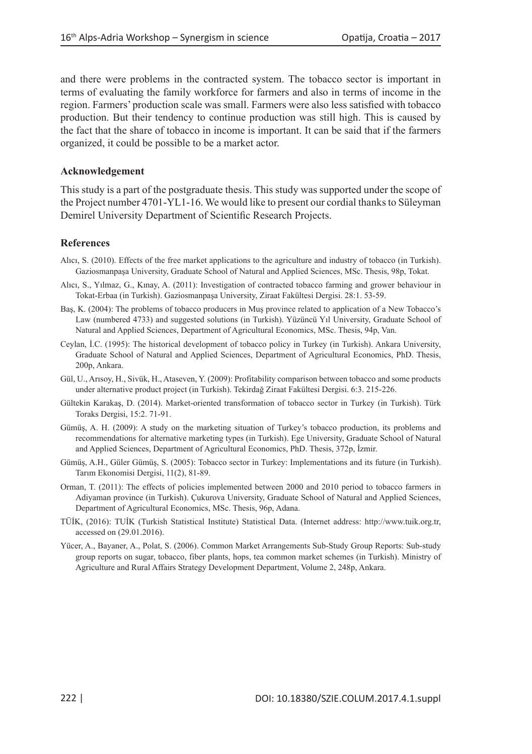and there were problems in the contracted system. The tobacco sector is important in terms of evaluating the family workforce for farmers and also in terms of income in the region. Farmers' production scale was small. Farmers were also less satisfied with tobacco production. But their tendency to continue production was still high. This is caused by the fact that the share of tobacco in income is important. It can be said that if the farmers organized, it could be possible to be a market actor.

## Acknowledgement

This study is a part of the postgraduate thesis. This study was supported under the scope of the Project number 4701-YL1-16. We would like to present our cordial thanks to Süleyman Demirel University Department of Scientific Research Projects.

## References

Alıcı, S. (2010). Effects of the free market applications to the agriculture and industry of tobacco (in Turkish). Gaziosmanpaşa University, Graduate School of Natural and Applied Sciences, MSc. Thesis, 98p, Tokat.

Alıcı, S., Yılmaz, G., Kınay, A. (2011): Investigation of contracted tobacco farming and grower behaviour in Tokat-Erbaa (in Turkish). Gaziosmanpaşa University, Ziraat Fakültesi Dergisi. 28:1. 53-59.

Baş, K. (2004): The problems of tobacco producers in Muş province related to application of a New Tobacco's Law (numbered 4733) and suggested solutions (in Turkish). Yüzüncü Yıl University, Graduate School of Natural and Applied Sciences, Department of Agricultural Economics, MSc. Thesis, 94p, Van.

Ceylan, İ.C. (1995): The historical development of tobacco policy in Turkey (in Turkish). Ankara University, Graduate School of Natural and Applied Sciences, Department of Agricultural Economics, PhD. Thesis, 200p, Ankara.

Gül, U., Arısoy, H., Sivük, H., Ataseven, Y. (2009): Profitability comparison between tobacco and some products under alternative product project (in Turkish). Tekirdağ Ziraat Fakültesi Dergisi. 6:3. 215-226.

Gültekin Karakaş, D. (2014). Market-oriented transformation of tobacco sector in Turkey (in Turkish). Türk Toraks Dergisi, 15:2. 71-91.

Gümüş, A. H. (2009): A study on the marketing situation of Turkey's tobacco production, its problems and recommendations for alternative marketing types (in Turkish). Ege University, Graduate School of Natural and Applied Sciences, Department of Agricultural Economics, PhD. Thesis, 372p, İzmir.

Gümüş, A.H., Güler Gümüş, S. (2005): Tobacco sector in Turkey: Implementations and its future (in Turkish). Tarım Ekonomisi Dergisi, 11(2), 81-89.

Orman, T. (2011): The effects of policies implemented between 2000 and 2010 period to tobacco farmers in Adiyaman province (in Turkish). Çukurova University, Graduate School of Natural and Applied Sciences, Department of Agricultural Economics, MSc. Thesis, 96p, Adana.

TÜİK, (2016): TUİK (Turkish Statistical Institute) Statistical Data. (Internet address: http://www.tuik.org.tr, accessed on (29.01.2016).

Yücer, A., Bayaner, A., Polat, S. (2006). Common Market Arrangements Sub-Study Group Reports: Sub-study group reports on sugar, tobacco, fiber plants, hops, tea common market schemes (in Turkish). Ministry of Agriculture and Rural Affairs Strategy Development Department, Volume 2, 248p, Ankara.